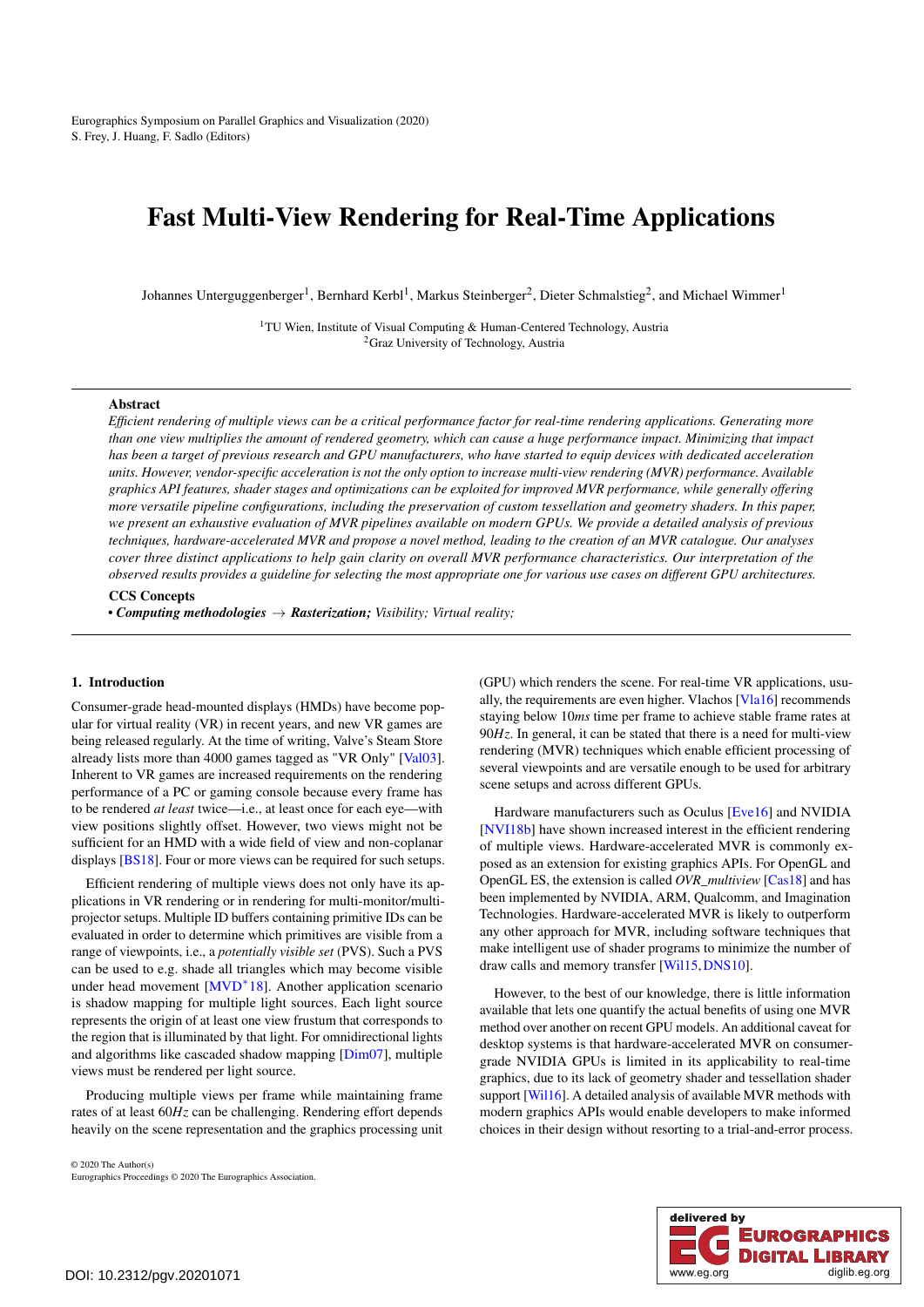# Fast Multi-View Rendering for Real-Time Applications

Johannes Unterguggenberger[1], Bernhard Kerbl[1], Markus Steinberger[2], Dieter Schmalstieg[2], and Michael Wimmer[1]

[1]TU Wien, Institute of Visual Computing & Human-Centered Technology, Austria
[2]Graz University of Technology, Austria

---

**Abstract**

*Efficient rendering of multiple views can be a critical performance factor for real-time rendering applications. Generating more than one view multiplies the amount of rendered geometry, which can cause a huge performance impact. Minimizing that impact has been a target of previous research and GPU manufacturers, who have started to equip devices with dedicated acceleration units. However, vendor-specific acceleration is not the only option to increase multi-view rendering (MVR) performance. Available graphics API features, shader stages and optimizations can be exploited for improved MVR performance, while generally offering more versatile pipeline configurations, including the preservation of custom tessellation and geometry shaders. In this paper, we present an exhaustive evaluation of MVR pipelines available on modern GPUs. We provide a detailed analysis of previous techniques, hardware-accelerated MVR and propose a novel method, leading to the creation of an MVR catalogue. Our analyses cover three distinct applications to help gain clarity on overall MVR performance characteristics. Our interpretation of the observed results provides a guideline for selecting the most appropriate one for various use cases on different GPU architectures.*

**CCS Concepts**

• ***Computing methodologies*** → ***Rasterization;*** *Visibility; Virtual reality;*

---

## 1. Introduction

Consumer-grade head-mounted displays (HMDs) have become popular for virtual reality (VR) in recent years, and new VR games are being released regularly. At the time of writing, Valve's Steam Store already lists more than 4000 games tagged as "VR Only" [Val03]. Inherent to VR games are increased requirements on the rendering performance of a PC or gaming console because every frame has to be rendered *at least* twice—i.e., at least once for each eye—with view positions slightly offset. However, two views might not be sufficient for an HMD with a wide field of view and non-coplanar displays [BS18]. Four or more views can be required for such setups.

Efficient rendering of multiple views does not only have its applications in VR rendering or in rendering for multi-monitor/multi-projector setups. Multiple ID buffers containing primitive IDs can be evaluated in order to determine which primitives are visible from a range of viewpoints, i.e., a *potentially visible set* (PVS). Such a PVS can be used to e.g. shade all triangles which may become visible under head movement [MVD*18]. Another application scenario is shadow mapping for multiple light sources. Each light source represents the origin of at least one view frustum that corresponds to the region that is illuminated by that light. For omnidirectional lights and algorithms like cascaded shadow mapping [Dim07], multiple views must be rendered per light source.

Producing multiple views per frame while maintaining frame rates of at least 60*Hz* can be challenging. Rendering effort depends heavily on the scene representation and the graphics processing unit (GPU) which renders the scene. For real-time VR applications, usually, the requirements are even higher. Vlachos [Vla16] recommends staying below 10*ms* time per frame to achieve stable frame rates at 90*Hz*. In general, it can be stated that there is a need for multi-view rendering (MVR) techniques which enable efficient processing of several viewpoints and are versatile enough to be used for arbitrary scene setups and across different GPUs.

Hardware manufacturers such as Oculus [Eve16] and NVIDIA [NVI18b] have shown increased interest in the efficient rendering of multiple views. Hardware-accelerated MVR is commonly exposed as an extension for existing graphics APIs. For OpenGL and OpenGL ES, the extension is called *OVR_multiview* [Cas18] and has been implemented by NVIDIA, ARM, Qualcomm, and Imagination Technologies. Hardware-accelerated MVR is likely to outperform any other approach for MVR, including software techniques that make intelligent use of shader programs to minimize the number of draw calls and memory transfer [Wil15, DNS10].

However, to the best of our knowledge, there is little information available that lets one quantify the actual benefits of using one MVR method over another on recent GPU models. An additional caveat for desktop systems is that hardware-accelerated MVR on consumer-grade NVIDIA GPUs is limited in its applicability to real-time graphics, due to its lack of geometry shader and tessellation shader support [Wil16]. A detailed analysis of available MVR methods with modern graphics APIs would enable developers to make informed choices in their design without resorting to a trial-and-error process.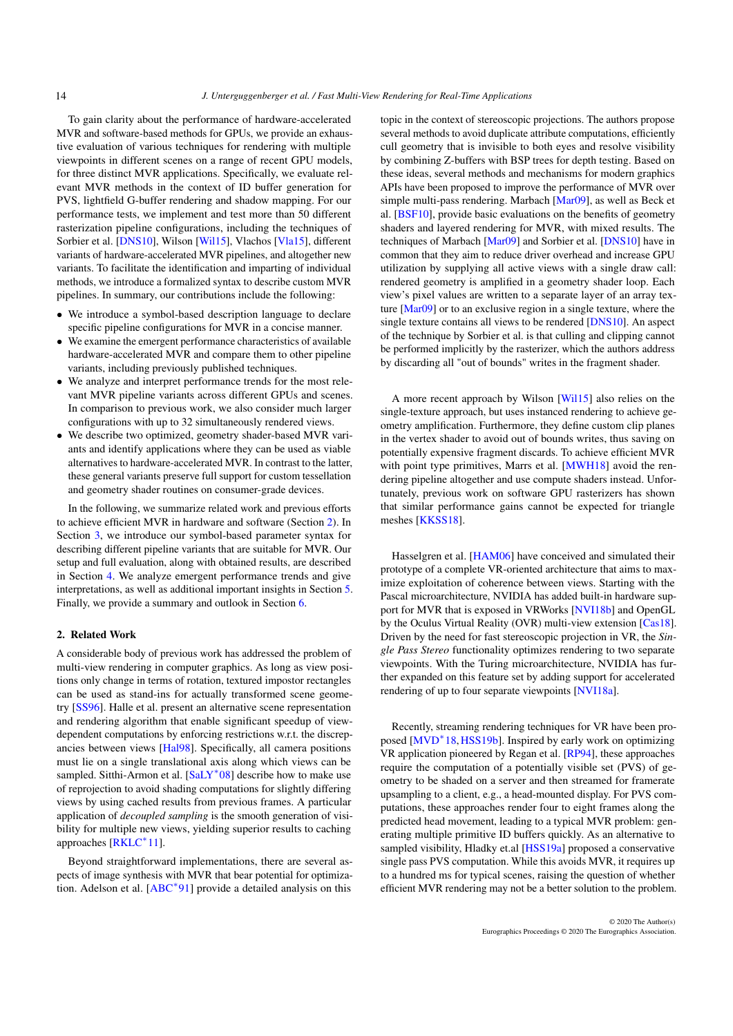To gain clarity about the performance of hardware-accelerated MVR and software-based methods for GPUs, we provide an exhaustive evaluation of various techniques for rendering with multiple viewpoints in different scenes on a range of recent GPU models, for three distinct MVR applications. Specifically, we evaluate relevant MVR methods in the context of ID buffer generation for PVS, lightfield G-buffer rendering and shadow mapping. For our performance tests, we implement and test more than 50 different rasterization pipeline configurations, including the techniques of Sorbier et al. [DNS10], Wilson [Wil15], Vlachos [Vla15], different variants of hardware-accelerated MVR pipelines, and altogether new variants. To facilitate the identification and imparting of individual methods, we introduce a formalized syntax to describe custom MVR pipelines. In summary, our contributions include the following:

- We introduce a symbol-based description language to declare specific pipeline configurations for MVR in a concise manner.
- We examine the emergent performance characteristics of available hardware-accelerated MVR and compare them to other pipeline variants, including previously published techniques.
- We analyze and interpret performance trends for the most relevant MVR pipeline variants across different GPUs and scenes. In comparison to previous work, we also consider much larger configurations with up to 32 simultaneously rendered views.
- We describe two optimized, geometry shader-based MVR variants and identify applications where they can be used as viable alternatives to hardware-accelerated MVR. In contrast to the latter, these general variants preserve full support for custom tessellation and geometry shader routines on consumer-grade devices.

In the following, we summarize related work and previous efforts to achieve efficient MVR in hardware and software (Section 2). In Section 3, we introduce our symbol-based parameter syntax for describing different pipeline variants that are suitable for MVR. Our setup and full evaluation, along with obtained results, are described in Section 4. We analyze emergent performance trends and give interpretations, as well as additional important insights in Section 5. Finally, we provide a summary and outlook in Section 6.

## 2. Related Work

A considerable body of previous work has addressed the problem of multi-view rendering in computer graphics. As long as view positions only change in terms of rotation, textured impostor rectangles can be used as stand-ins for actually transformed scene geometry [SS96]. Halle et al. present an alternative scene representation and rendering algorithm that enable significant speedup of view-dependent computations by enforcing restrictions w.r.t. the discrepancies between views [Hal98]. Specifically, all camera positions must lie on a single translational axis along which views can be sampled. Sitthi-Armon et al. [SaLY*08] describe how to make use of reprojection to avoid shading computations for slightly differing views by using cached results from previous frames. A particular application of *decoupled sampling* is the smooth generation of visibility for multiple new views, yielding superior results to caching approaches [RKLC*11].

Beyond straightforward implementations, there are several aspects of image synthesis with MVR that bear potential for optimization. Adelson et al. [ABC*91] provide a detailed analysis on this topic in the context of stereoscopic projections. The authors propose several methods to avoid duplicate attribute computations, efficiently cull geometry that is invisible to both eyes and resolve visibility by combining Z-buffers with BSP trees for depth testing. Based on these ideas, several methods and mechanisms for modern graphics APIs have been proposed to improve the performance of MVR over simple multi-pass rendering. Marbach [Mar09], as well as Beck et al. [BSF10], provide basic evaluations on the benefits of geometry shaders and layered rendering for MVR, with mixed results. The techniques of Marbach [Mar09] and Sorbier et al. [DNS10] have in common that they aim to reduce driver overhead and increase GPU utilization by supplying all active views with a single draw call: rendered geometry is amplified in a geometry shader loop. Each view's pixel values are written to a separate layer of an array texture [Mar09] or to an exclusive region in a single texture, where the single texture contains all views to be rendered [DNS10]. An aspect of the technique by Sorbier et al. is that culling and clipping cannot be performed implicitly by the rasterizer, which the authors address by discarding all "out of bounds" writes in the fragment shader.

A more recent approach by Wilson [Wil15] also relies on the single-texture approach, but uses instanced rendering to achieve geometry amplification. Furthermore, they define custom clip planes in the vertex shader to avoid out of bounds writes, thus saving on potentially expensive fragment discards. To achieve efficient MVR with point type primitives, Marrs et al. [MWH18] avoid the rendering pipeline altogether and use compute shaders instead. Unfortunately, previous work on software GPU rasterizers has shown that similar performance gains cannot be expected for triangle meshes [KKSS18].

Hasselgren et al. [HAM06] have conceived and simulated their prototype of a complete VR-oriented architecture that aims to maximize exploitation of coherence between views. Starting with the Pascal microarchitecture, NVIDIA has added built-in hardware support for MVR that is exposed in VRWorks [NVI18b] and OpenGL by the Oculus Virtual Reality (OVR) multi-view extension [Cas18]. Driven by the need for fast stereoscopic projection in VR, the *Single Pass Stereo* functionality optimizes rendering to two separate viewpoints. With the Turing microarchitecture, NVIDIA has further expanded on this feature set by adding support for accelerated rendering of up to four separate viewpoints [NVI18a].

Recently, streaming rendering techniques for VR have been proposed [MVD*18, HSS19b]. Inspired by early work on optimizing VR application pioneered by Regan et al. [RP94], these approaches require the computation of a potentially visible set (PVS) of geometry to be shaded on a server and then streamed for framerate upsampling to a client, e.g., a head-mounted display. For PVS computations, these approaches render four to eight frames along the predicted head movement, leading to a typical MVR problem: generating multiple primitive ID buffers quickly. As an alternative to sampled visibility, Hladky et.al [HSS19a] proposed a conservative single pass PVS computation. While this avoids MVR, it requires up to a hundred ms for typical scenes, raising the question of whether efficient MVR rendering may not be a better solution to the problem.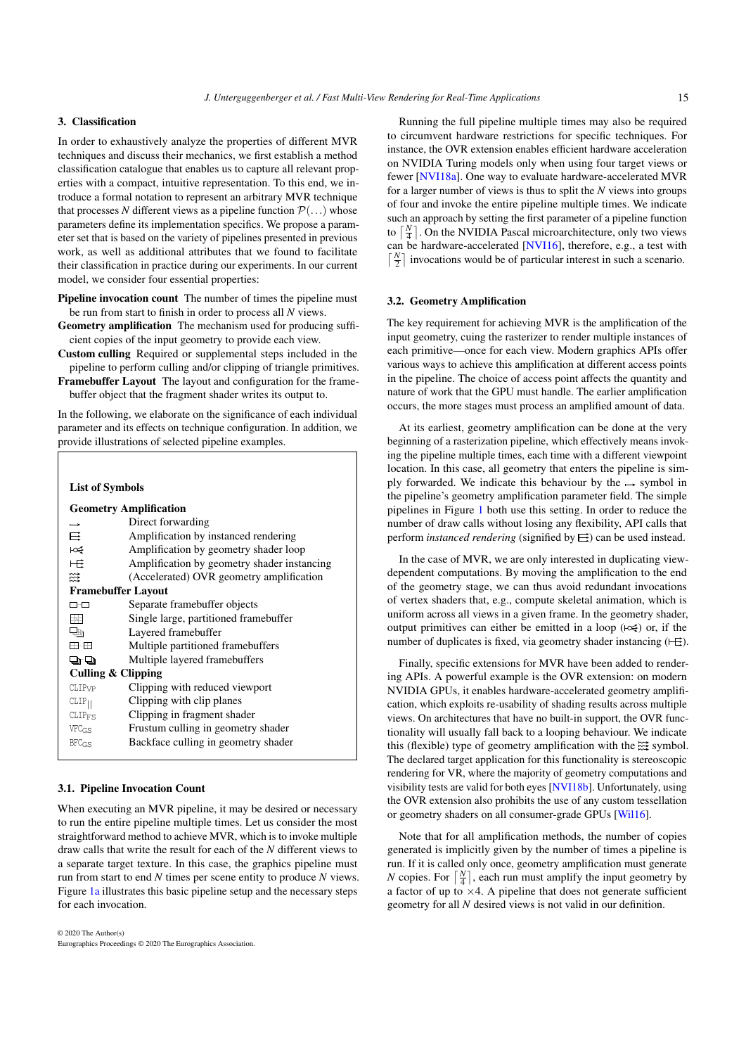## 3. Classification

In order to exhaustively analyze the properties of different MVR techniques and discuss their mechanics, we first establish a method classification catalogue that enables us to capture all relevant properties with a compact, intuitive representation. To this end, we introduce a formal notation to represent an arbitrary MVR technique that processes $N$ different views as a pipeline function $\mathcal{P}(\ldots)$ whose parameters define its implementation specifics. We propose a parameter set that is based on the variety of pipelines presented in previous work, as well as additional attributes that we found to facilitate their classification in practice during our experiments. In our current model, we consider four essential properties:

**Pipeline invocation count** The number of times the pipeline must be run from start to finish in order to process all $N$ views.

**Geometry amplification** The mechanism used for producing sufficient copies of the input geometry to provide each view.

**Custom culling** Required or supplemental steps included in the pipeline to perform culling and/or clipping of triangle primitives.

**Framebuffer Layout** The layout and configuration for the framebuffer object that the fragment shader writes its output to.

In the following, we elaborate on the significance of each individual parameter and its effects on technique configuration. In addition, we provide illustrations of selected pipeline examples.

**List of Symbols**

| | |
|---|---|
| **Geometry Amplification** | |
| ⟶ | Direct forwarding |
| ⋿ | Amplification by instanced rendering |
| ⟲ | Amplification by geometry shader loop |
| ⊢⋿ | Amplification by geometry shader instancing |
| ⋕ | (Accelerated) OVR geometry amplification |
| **Framebuffer Layout** | |
| ◻◻ | Separate framebuffer objects |
| ⊞ | Single large, partitioned framebuffer |
| ⧉ | Layered framebuffer |
| ⊞⊞ | Multiple partitioned framebuffers |
| ⧉⧉ | Multiple layered framebuffers |
| **Culling & Clipping** | |
| $\text{CLIP}_{\text{VP}}$ | Clipping with reduced viewport |
| $\text{CLIP}_{\|\|}$ | Clipping with clip planes |
| $\text{CLIP}_{\text{FS}}$ | Clipping in fragment shader |
| $\text{VFC}_{\text{GS}}$ | Frustum culling in geometry shader |
| $\text{BFC}_{\text{GS}}$ | Backface culling in geometry shader |

### 3.1. Pipeline Invocation Count

When executing an MVR pipeline, it may be desired or necessary to run the entire pipeline multiple times. Let us consider the most straightforward method to achieve MVR, which is to invoke multiple draw calls that write the result for each of the $N$ different views to a separate target texture. In this case, the graphics pipeline must run from start to end $N$ times per scene entity to produce $N$ views. Figure 1a illustrates this basic pipeline setup and the necessary steps for each invocation.

Running the full pipeline multiple times may also be required to circumvent hardware restrictions for specific techniques. For instance, the OVR extension enables efficient hardware acceleration on NVIDIA Turing models only when using four target views or fewer [NVI18a]. One way to evaluate hardware-accelerated MVR for a larger number of views is thus to split the $N$ views into groups of four and invoke the entire pipeline multiple times. We indicate such an approach by setting the first parameter of a pipeline function to $\lceil \frac{N}{4} \rceil$. On the NVIDIA Pascal microarchitecture, only two views can be hardware-accelerated [NVI16], therefore, e.g., a test with $\lceil \frac{N}{2} \rceil$ invocations would be of particular interest in such a scenario.

### 3.2. Geometry Amplification

The key requirement for achieving MVR is the amplification of the input geometry, cuing the rasterizer to render multiple instances of each primitive—once for each view. Modern graphics APIs offer various ways to achieve this amplification at different access points in the pipeline. The choice of access point affects the quantity and nature of work that the GPU must handle. The earlier amplification occurs, the more stages must process an amplified amount of data.

At its earliest, geometry amplification can be done at the very beginning of a rasterization pipeline, which effectively means invoking the pipeline multiple times, each time with a different viewpoint location. In this case, all geometry that enters the pipeline is simply forwarded. We indicate this behaviour by the ⟶ symbol in the pipeline's geometry amplification parameter field. The simple pipelines in Figure 1 both use this setting. In order to reduce the number of draw calls without losing any flexibility, API calls that perform *instanced rendering* (signified by ⋿) can be used instead.

In the case of MVR, we are only interested in duplicating view-dependent computations. By moving the amplification to the end of the geometry stage, we can thus avoid redundant invocations of vertex shaders that, e.g., compute skeletal animation, which is uniform across all views in a given frame. In the geometry shader, output primitives can either be emitted in a loop (⟲) or, if the number of duplicates is fixed, via geometry shader instancing (⊢⋿).

Finally, specific extensions for MVR have been added to rendering APIs. A powerful example is the OVR extension: on modern NVIDIA GPUs, it enables hardware-accelerated geometry amplification, which exploits re-usability of shading results across multiple views. On architectures that have no built-in support, the OVR functionality will usually fall back to a looping behaviour. We indicate this (flexible) type of geometry amplification with the ⋕ symbol. The declared target application for this functionality is stereoscopic rendering for VR, where the majority of geometry computations and visibility tests are valid for both eyes [NVI18b]. Unfortunately, using the OVR extension also prohibits the use of any custom tessellation or geometry shaders on all consumer-grade GPUs [Wil16].

Note that for all amplification methods, the number of copies generated is implicitly given by the number of times a pipeline is run. If it is called only once, geometry amplification must generate $N$ copies. For $\lceil \frac{N}{4} \rceil$, each run must amplify the input geometry by a factor of up to $\times 4$. A pipeline that does not generate sufficient geometry for all $N$ desired views is not valid in our definition.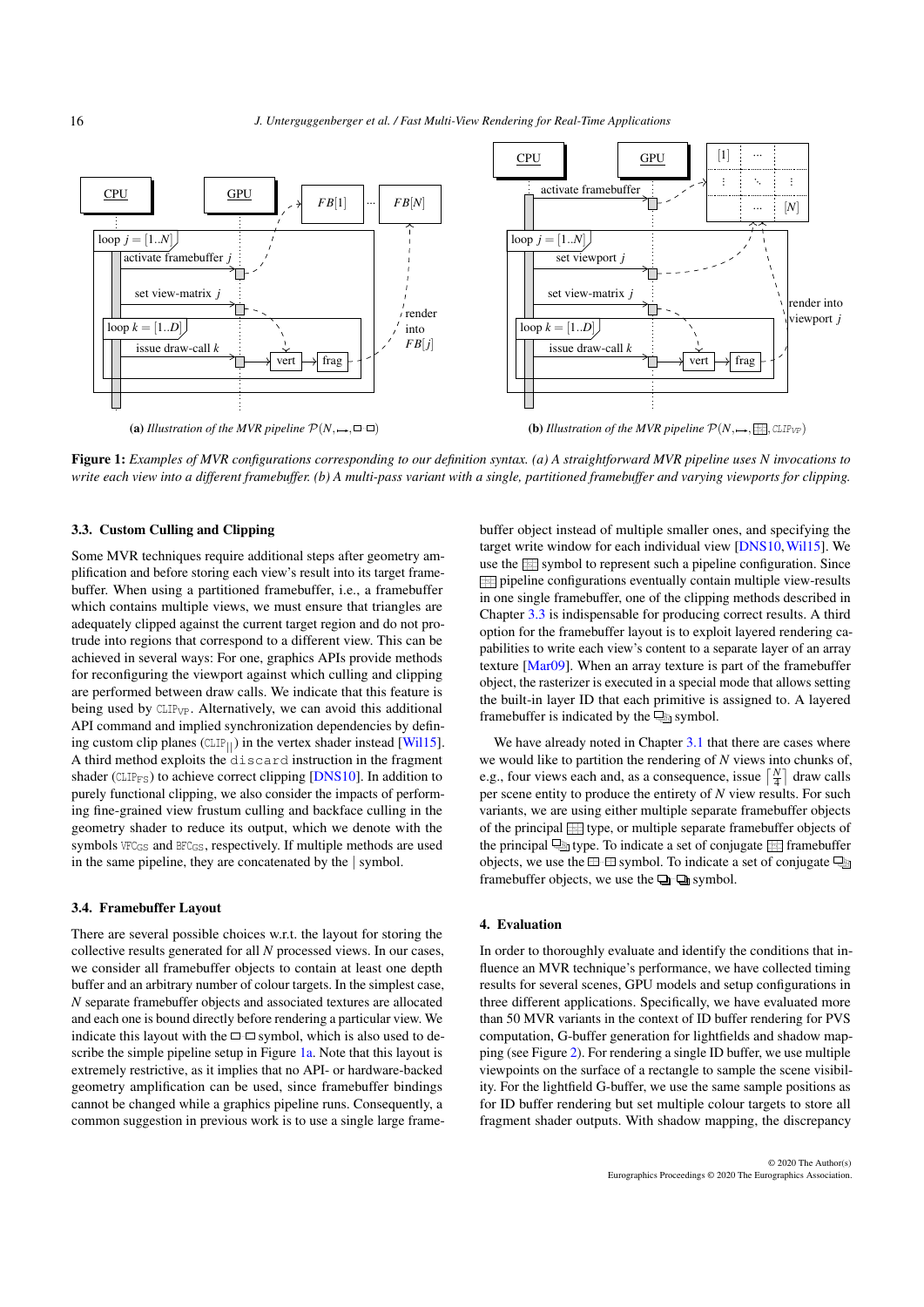**(a)** *Illustration of the MVR pipeline* $\mathcal{P}(N, \rightarrowtail, \square\text{-}\square)$

**(b)** *Illustration of the MVR pipeline* $\mathcal{P}(N, \rightarrowtail, ⊞, \texttt{CLIP}_{VP})$

**Figure 1:** *Examples of MVR configurations corresponding to our definition syntax. (a) A straightforward MVR pipeline uses N invocations to write each view into a different framebuffer. (b) A multi-pass variant with a single, partitioned framebuffer and varying viewports for clipping.*

### 3.3. Custom Culling and Clipping

Some MVR techniques require additional steps after geometry amplification and before storing each view's result into its target framebuffer. When using a partitioned framebuffer, i.e., a framebuffer which contains multiple views, we must ensure that triangles are adequately clipped against the current target region and do not protrude into regions that correspond to a different view. This can be achieved in several ways: For one, graphics APIs provide methods for reconfiguring the viewport against which culling and clipping are performed between draw calls. We indicate that this feature is being used by $\texttt{CLIP}_{VP}$. Alternatively, we can avoid this additional API command and implied synchronization dependencies by defining custom clip planes ($\texttt{CLIP}_{||}$) in the vertex shader instead [Wil15]. A third method exploits the `discard` instruction in the fragment shader ($\texttt{CLIP}_{FS}$) to achieve correct clipping [DNS10]. In addition to purely functional clipping, we also consider the impacts of performing fine-grained view frustum culling and backface culling in the geometry shader to reduce its output, which we denote with the symbols $\texttt{VFC}_{GS}$ and $\texttt{BFC}_{GS}$, respectively. If multiple methods are used in the same pipeline, they are concatenated by the | symbol.

### 3.4. Framebuffer Layout

There are several possible choices w.r.t. the layout for storing the collective results generated for all $N$ processed views. In our cases, we consider all framebuffer objects to contain at least one depth buffer and an arbitrary number of colour targets. In the simplest case, $N$ separate framebuffer objects and associated textures are allocated and each one is bound directly before rendering a particular view. We indicate this layout with the □-□ symbol, which is also used to describe the simple pipeline setup in Figure 1a. Note that this layout is extremely restrictive, as it implies that no API- or hardware-backed geometry amplification can be used, since framebuffer bindings cannot be changed while a graphics pipeline runs. Consequently, a common suggestion in previous work is to use a single large framebuffer object instead of multiple smaller ones, and specifying the target write window for each individual view [DNS10, Wil15]. We use the ⊞ symbol to represent such a pipeline configuration. Since ⊞ pipeline configurations eventually contain multiple view-results in one single framebuffer, one of the clipping methods described in Chapter 3.3 is indispensable for producing correct results. A third option for the framebuffer layout is to exploit layered rendering capabilities to write each view's content to a separate layer of an array texture [Mar09]. When an array texture is part of the framebuffer object, the rasterizer is executed in a special mode that allows setting the built-in layer ID that each primitive is assigned to. A layered framebuffer is indicated by the ⧉ symbol.

We have already noted in Chapter 3.1 that there are cases where we would like to partition the rendering of $N$ views into chunks of, e.g., four views each and, as a consequence, issue $\lceil \frac{N}{4} \rceil$ draw calls per scene entity to produce the entirety of $N$ view results. For such variants, we are using either multiple separate framebuffer objects of the principal ⊞ type, or multiple separate framebuffer objects of the principal ⧉ type. To indicate a set of conjugate ⊞ framebuffer objects, we use the ⊞-⊞ symbol. To indicate a set of conjugate ⧉ framebuffer objects, we use the ⧉-⧉ symbol.

## 4. Evaluation

In order to thoroughly evaluate and identify the conditions that influence an MVR technique's performance, we have collected timing results for several scenes, GPU models and setup configurations in three different applications. Specifically, we have evaluated more than 50 MVR variants in the context of ID buffer rendering for PVS computation, G-buffer generation for lightfields and shadow mapping (see Figure 2). For rendering a single ID buffer, we use multiple viewpoints on the surface of a rectangle to sample the scene visibility. For the lightfield G-buffer, we use the same sample positions as for ID buffer rendering but set multiple colour targets to store all fragment shader outputs. With shadow mapping, the discrepancy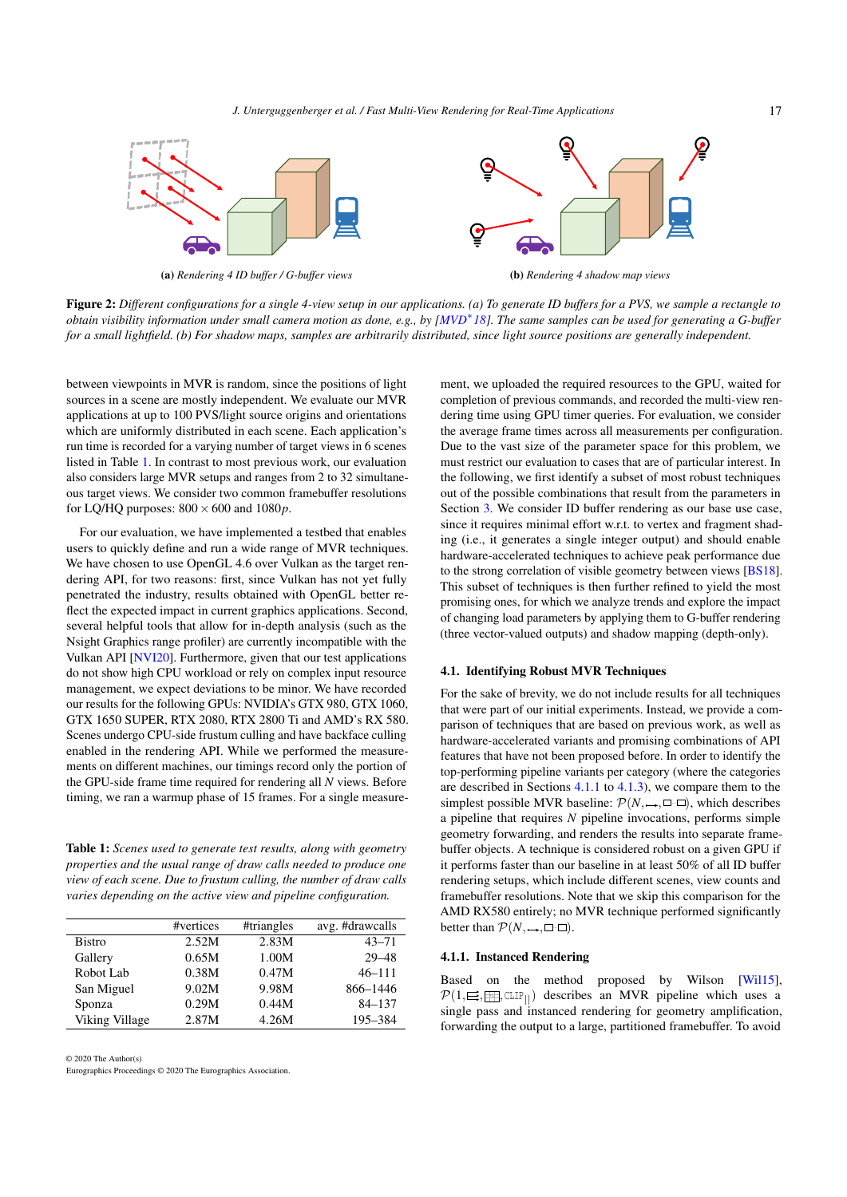(a) *Rendering 4 ID buffer / G-buffer views*

(b) *Rendering 4 shadow map views*

**Figure 2:** *Different configurations for a single 4-view setup in our applications. (a) To generate ID buffers for a PVS, we sample a rectangle to obtain visibility information under small camera motion as done, e.g., by [MVD*18]. The same samples can be used for generating a G-buffer for a small lightfield. (b) For shadow maps, samples are arbitrarily distributed, since light source positions are generally independent.*

between viewpoints in MVR is random, since the positions of light sources in a scene are mostly independent. We evaluate our MVR applications at up to 100 PVS/light source origins and orientations which are uniformly distributed in each scene. Each application's run time is recorded for a varying number of target views in 6 scenes listed in Table 1. In contrast to most previous work, our evaluation also considers large MVR setups and ranges from 2 to 32 simultaneous target views. We consider two common framebuffer resolutions for LQ/HQ purposes: $800 \times 600$ and 1080$p$.

For our evaluation, we have implemented a testbed that enables users to quickly define and run a wide range of MVR techniques. We have chosen to use OpenGL 4.6 over Vulkan as the target rendering API, for two reasons: first, since Vulkan has not yet fully penetrated the industry, results obtained with OpenGL better reflect the expected impact in current graphics applications. Second, several helpful tools that allow for in-depth analysis (such as the Nsight Graphics range profiler) are currently incompatible with the Vulkan API [NVI20]. Furthermore, given that our test applications do not show high CPU workload or rely on complex input resource management, we expect deviations to be minor. We have recorded our results for the following GPUs: NVIDIA's GTX 980, GTX 1060, GTX 1650 SUPER, RTX 2080, RTX 2800 Ti and AMD's RX 580. Scenes undergo CPU-side frustum culling and have backface culling enabled in the rendering API. While we performed the measurements on different machines, our timings record only the portion of the GPU-side frame time required for rendering all $N$ views. Before timing, we ran a warmup phase of 15 frames. For a single measurement, we uploaded the required resources to the GPU, waited for completion of previous commands, and recorded the multi-view rendering time using GPU timer queries. For evaluation, we consider the average frame times across all measurements per configuration. Due to the vast size of the parameter space for this problem, we must restrict our evaluation to cases that are of particular interest. In the following, we first identify a subset of most robust techniques out of the possible combinations that result from the parameters in Section 3. We consider ID buffer rendering as our base use case, since it requires minimal effort w.r.t. to vertex and fragment shading (i.e., it generates a single integer output) and should enable hardware-accelerated techniques to achieve peak performance due to the strong correlation of visible geometry between views [BS18]. This subset of techniques is then further refined to yield the most promising ones, for which we analyze trends and explore the impact of changing load parameters by applying them to G-buffer rendering (three vector-valued outputs) and shadow mapping (depth-only).

**Table 1:** *Scenes used to generate test results, along with geometry properties and the usual range of draw calls needed to produce one view of each scene. Due to frustum culling, the number of draw calls varies depending on the active view and pipeline configuration.*

| | #vertices | #triangles | avg. #drawcalls |
|---|---|---|---|
| Bistro | 2.52M | 2.83M | 43–71 |
| Gallery | 0.65M | 1.00M | 29–48 |
| Robot Lab | 0.38M | 0.47M | 46–111 |
| San Miguel | 9.02M | 9.98M | 866–1446 |
| Sponza | 0.29M | 0.44M | 84–137 |
| Viking Village | 2.87M | 4.26M | 195–384 |

### 4.1. Identifying Robust MVR Techniques

For the sake of brevity, we do not include results for all techniques that were part of our initial experiments. Instead, we provide a comparison of techniques that are based on previous work, as well as hardware-accelerated variants and promising combinations of API features that have not been proposed before. In order to identify the top-performing pipeline variants per category (where the categories are described in Section 4.1.1 to 4.1.3), we compare them to the simplest possible MVR baseline: $\mathcal{P}(N, \rightarrow, \square\,\square)$, which describes a pipeline that requires $N$ pipeline invocations, performs simple geometry forwarding, and renders the results into separate framebuffer objects. A technique is considered robust on a given GPU if it performs faster than our baseline in at least 50% of all ID buffer rendering setups, which include different scenes, view counts and framebuffer resolutions. Note that we skip this comparison for the AMD RX580 entirely; no MVR technique performed significantly better than $\mathcal{P}(N, \rightarrow, \square\,\square)$.

#### 4.1.1. Instanced Rendering

Based on the method proposed by Wilson [Wil15], $\mathcal{P}(1, \rightrightarrows, \boxplus, \text{CLIP}_{||})$ describes an MVR pipeline which uses a single pass and instanced rendering for geometry amplification, forwarding the output to a large, partitioned framebuffer. To avoid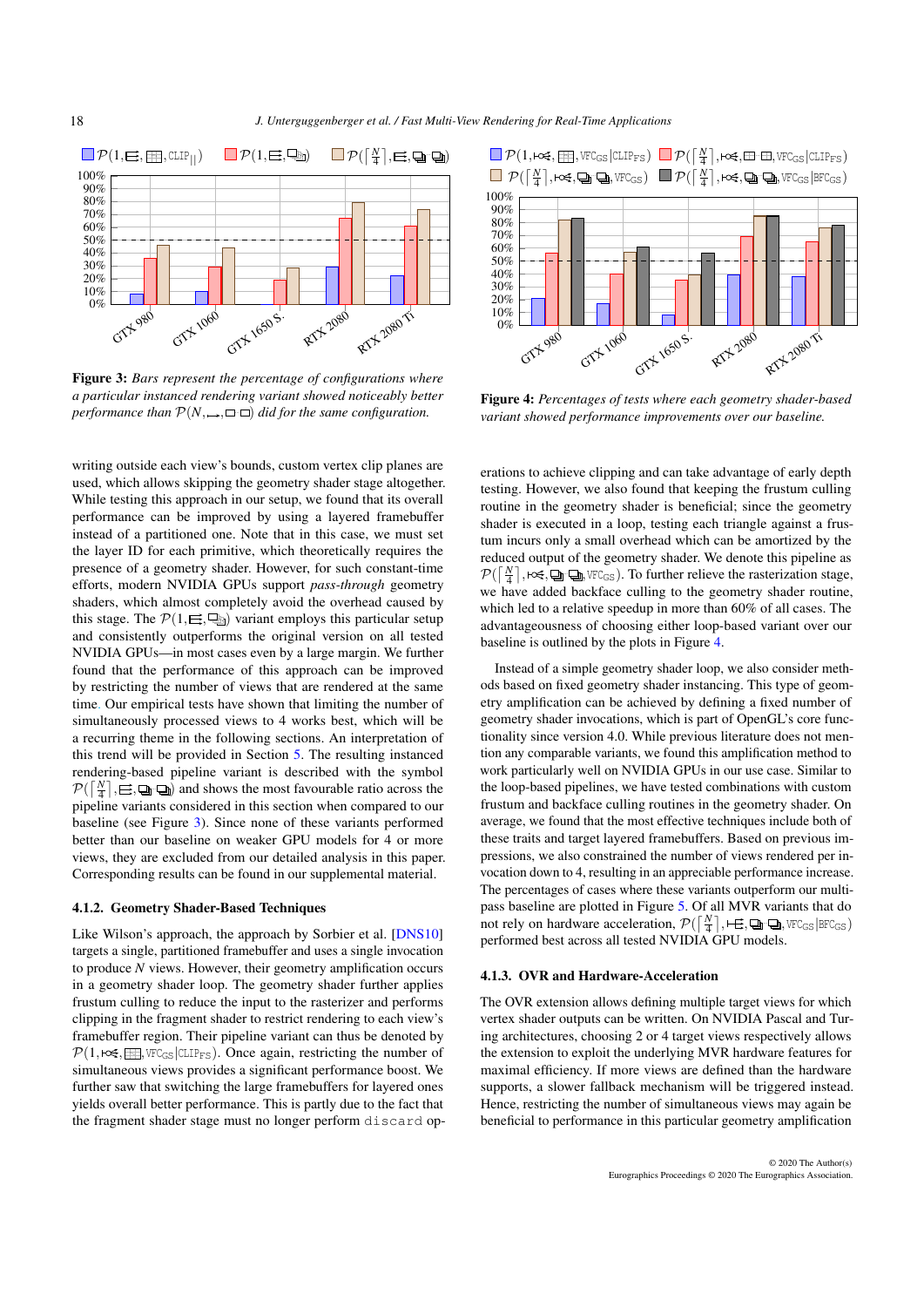**Figure 3:** *Bars represent the percentage of configurations where a particular instanced rendering variant showed noticeably better performance than* $\mathcal{P}(N, \rightarrow, \square\,\square)$ *did for the same configuration.*

**Figure 4:** *Percentages of tests where each geometry shader-based variant showed performance improvements over our baseline.*

writing outside each view's bounds, custom vertex clip planes are used, which allows skipping the geometry shader stage altogether. While testing this approach in our setup, we found that its overall performance can be improved by using a layered framebuffer instead of a partitioned one. Note that in this case, we must set the layer ID for each primitive, which theoretically requires the presence of a geometry shader. However, for such constant-time efforts, modern NVIDIA GPUs support *pass-through* geometry shaders, which almost completely avoid the overhead caused by this stage. The $\mathcal{P}(1, ☰, ⧉)$ variant employs this particular setup and consistently outperforms the original version on all tested NVIDIA GPUs—in most cases even by a large margin. We further found that the performance of this approach can be improved by restricting the number of views that are rendered per at the same time. Our empirical tests have shown that limiting the number of simultaneously processed views to 4 works best, which will be a recurring theme in the following sections. An interpretation of this trend will be provided in Section 5. The resulting instanced rendering-based pipeline variant is described with the symbol $\mathcal{P}(\lceil \frac{N}{4} \rceil, ☰, ⧉\,⧉)$ and shows the most favourable ratio across the pipeline variants considered in this section when compared to our baseline (see Figure 3). Since none of these variants performed better than our baseline on weaker GPU models for 4 or more views, they are excluded from our detailed analysis in this paper. Corresponding results can be found in our supplemental material.

#### 4.1.2. Geometry Shader-Based Techniques

Like Wilson's approach, the approach by Sorbier et al. [DNS10] targets a single, partitioned framebuffer and uses a single invocation to produce $N$ views. However, their geometry amplification occurs in a geometry shader loop. The geometry shader further applies frustum culling to reduce the input to the rasterizer and performs clipping in the fragment shader to restrict rendering to each view's framebuffer region. Their pipeline variant can thus be denoted by $\mathcal{P}(1, ⟲, ⊞, \text{VFC}_{\text{GS}}|\text{CLIP}_{\text{FS}})$. Once again, restricting the number of simultaneous views provides a significant performance boost. We further saw that switching the large framebuffers for layered ones yields overall better performance. This is partly due to the fact that the fragment shader stage must no longer perform `discard` operations to achieve clipping and can take advantage of early depth testing. However, we also found that keeping the frustum culling routine in the geometry shader is beneficial; since the geometry shader is executed in a loop, testing each triangle against a frustum incurs only a small overhead which can be amortized by the reduced output of the geometry shader. We denote this pipeline as $\mathcal{P}(\lceil \frac{N}{4} \rceil, ⟲, ⧉\,⧉, \text{VFC}_{\text{GS}})$. To further relieve the rasterization stage, we have added backface culling to the geometry shader routine, which led to a relative speedup in more than 60% of all cases. The advantageousness of choosing either loop-based variant over our baseline is outlined by the plots in Figure 4.

Instead of a simple geometry shader loop, we also consider methods based on fixed geometry shader instancing. This type of geometry amplification can be achieved by defining a fixed number of geometry shader invocations, which is part of OpenGL's core functionality since version 4.0. While previous literature does not mention any comparable variants, we found this amplification method to work particularly well on NVIDIA GPUs in our use case. Similar to the loop-based pipelines, we have tested combinations with custom frustum and backface culling routines in the geometry shader. On average, we found that the most effective techniques include both of these traits and target layered framebuffers. Based on previous impressions, we also constrained the number of views rendered per invocation down to 4, resulting in an appreciable performance increase. The percentages of cases where these variants outperform our multi-pass baseline are plotted in Figure 5. Of all MVR variants that do not rely on hardware acceleration, $\mathcal{P}(\lceil \frac{N}{4} \rceil, ⊢☰, ⧉\,⧉, \text{VFC}_{\text{GS}}|\text{BFC}_{\text{GS}})$ performed best across all tested NVIDIA GPU models.

#### 4.1.3. OVR and Hardware-Acceleration

The OVR extension allows defining multiple target views for which vertex shader outputs can be written. On NVIDIA Pascal and Turing architectures, choosing 2 or 4 target views respectively allows the extension to exploit the underlying MVR hardware features for maximal efficiency. If more views are defined than the hardware supports, a slower fallback mechanism will be triggered instead. Hence, restricting the number of simultaneous views may again be beneficial to performance in this particular geometry amplification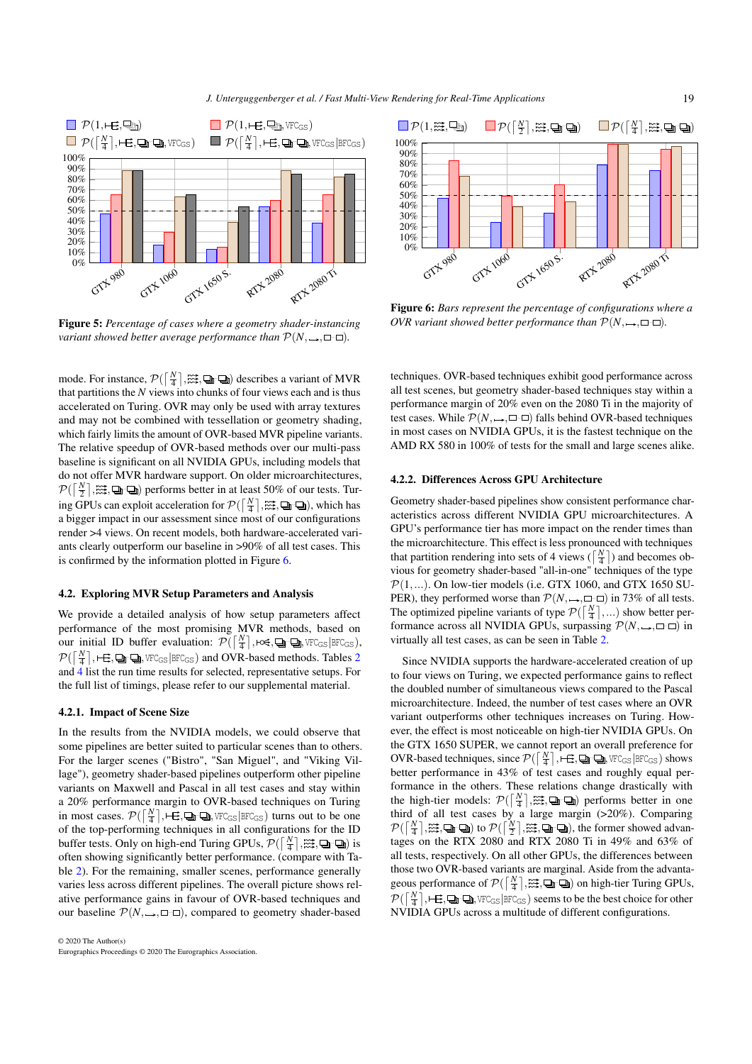Figure 5: *Percentage of cases where a geometry shader-instancing variant showed better average performance than* $\mathcal{P}(N, \rightarrow, \square\square)$.

Figure 6: *Bars represent the percentage of configurations where a OVR variant showed better performance than* $\mathcal{P}(N, \rightarrow, \square\square)$.

mode. For instance, $\mathcal{P}(\lceil \frac{N}{4} \rceil, ⋙, ⧉⧉)$ describes a variant of MVR that partitions the $N$ views into chunks of four views each and is thus accelerated on Turing. OVR may only be used with array textures and may not be combined with tessellation or geometry shading, which fairly limits the amount of OVR-based MVR pipeline variants. The relative speedup of OVR-based methods over our multi-pass baseline is significant on all NVIDIA GPUs, including models that do not offer MVR hardware support. On older microarchitectures, $\mathcal{P}(\lceil \frac{N}{2} \rceil, ⋙, ⧉⧉)$ performs better in at least 50% of our tests. Turing GPUs can exploit acceleration for $\mathcal{P}(\lceil \frac{N}{4} \rceil, ⋙, ⧉⧉)$, which has a bigger impact in our assessment since most of our configurations render >4 views. On recent models, both hardware-accelerated variants clearly outperform our baseline in >90% of all test cases. This is confirmed by the information plotted in Figure 6.

### 4.2. Exploring MVR Setup Parameters and Analysis

We provide a detailed analysis of how setup parameters affect performance of the most promising MVR methods, based on our initial ID buffer evaluation: $\mathcal{P}(\lceil \frac{N}{4} \rceil, ⋘, ⧉⧉, \mathrm{VFC_{GS}}|\mathrm{BFC_{GS}})$, $\mathcal{P}(\lceil \frac{N}{4} \rceil, ⊢, ⧉⧉, \mathrm{VFC_{GS}}|\mathrm{BFC_{GS}})$ and OVR-based methods. Tables 2 and 4 list the run time results for selected, representative setups. For the full list of timings, please refer to our supplemental material.

#### 4.2.1. Impact of Scene Size

In the results from the NVIDIA models, we could observe that some pipelines are better suited to particular scenes than to others. For the larger scenes ("Bistro", "San Miguel", and "Viking Village"), geometry shader-based pipelines outperform other pipeline variants on Maxwell and Pascal in all test cases and stay within a 20% performance margin to OVR-based techniques on Turing in most cases. $\mathcal{P}(\lceil \frac{N}{4} \rceil, ⊢, ⧉⧉, \mathrm{VFC_{GS}}|\mathrm{BFC_{GS}})$ turns out to be one of the top-performing techniques in all configurations for the ID buffer tests. Only on high-end Turing GPUs, $\mathcal{P}(\lceil \frac{N}{4} \rceil, ⋙, ⧉⧉)$ is often showing significantly better performance. (compare with Table 2). For the remaining, smaller scenes, performance generally varies less across different pipelines. The overall picture shows relative performance gains in favour of OVR-based techniques and our baseline $\mathcal{P}(N, \rightarrow, \square\square)$, compared to geometry shader-based techniques. OVR-based techniques exhibit good performance across all test scenes, but geometry shader-based techniques stay within a performance margin of 20% even on the 2080 Ti in the majority of test cases. While $\mathcal{P}(N, \rightarrow, \square\square)$ falls behind OVR-based techniques in most cases on NVIDIA GPUs, it is the fastest technique on the AMD RX 580 in 100% of tests for the small and large scenes alike.

#### 4.2.2. Differences Across GPU Architecture

Geometry shader-based pipelines show consistent performance characteristics across different NVIDIA GPU microarchitectures. A GPU's performance tier has more impact on the render times than the microarchitecture. This effect is less pronounced with techniques that partition rendering into sets of 4 views ($\lceil \frac{N}{4} \rceil$) and becomes obvious for geometry shader-based "all-in-one" techniques of the type $\mathcal{P}(1, \ldots)$. On low-tier models (i.e. GTX 1060, and GTX 1650 SUPER), they performed worse than $\mathcal{P}(N, \rightarrow, \square\square)$ in 73% of all tests. The optimized pipeline variants of type $\mathcal{P}(\lceil \frac{N}{4} \rceil, \ldots)$ show better performance across all NVIDIA GPUs, surpassing $\mathcal{P}(N, \rightarrow, \square\square)$ in virtually all test cases, as can be seen in Table 2.

Since NVIDIA supports the hardware-accelerated creation of up to four views on Turing, we expected performance gains to reflect the doubled number of simultaneous views compared to the Pascal microarchitecture. Indeed, the number of test cases where an OVR variant outperforms other techniques increases on Turing. However, the effect is most noticeable on high-tier NVIDIA GPUs. On the GTX 1650 SUPER, we cannot report an overall preference for OVR-based techniques, since $\mathcal{P}(\lceil \frac{N}{4} \rceil, ⊢, ⧉⧉, \mathrm{VFC_{GS}}|\mathrm{BFC_{GS}})$ shows better performance in 43% of test cases and roughly equal performance in the others. These relations change drastically with the high-tier models: $\mathcal{P}(\lceil \frac{N}{4} \rceil, ⋙, ⧉⧉)$ performs better in one third of all test cases by a large margin (>20%). Comparing $\mathcal{P}(\lceil \frac{N}{4} \rceil, ⋙, ⧉⧉)$ to $\mathcal{P}(\lceil \frac{N}{2} \rceil, ⋙, ⧉⧉)$, the former showed advantages on the RTX 2080 and RTX 2080 Ti in 49% and 63% of all tests, respectively. On all other GPUs, the differences between those two OVR-based variants are marginal. Aside from the advantageous performance of $\mathcal{P}(\lceil \frac{N}{4} \rceil, ⋙, ⧉⧉)$ on high-tier Turing GPUs, $\mathcal{P}(\lceil \frac{N}{4} \rceil, ⊢, ⧉⧉, \mathrm{VFC_{GS}}|\mathrm{BFC_{GS}})$ seems to be the best choice for other NVIDIA GPUs across a multitude of different configurations.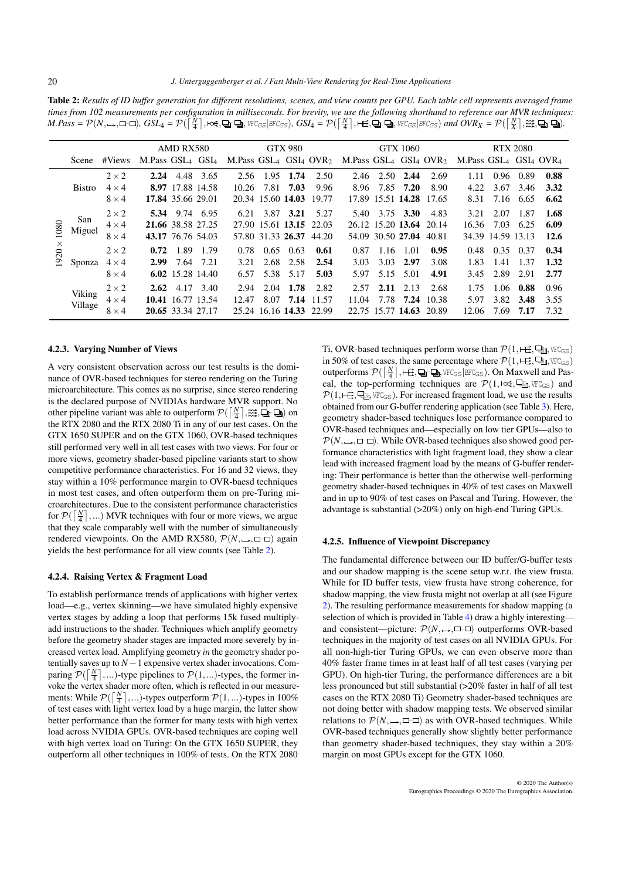**Table 2:** *Results of ID buffer generation for different resolutions, scenes, and view counts per GPU. Each table cell represents averaged frame times from 102 measurements per configuration in milliseconds. For brevity, we use the following shorthand to reference our MVR techniques: M.Pass = $\mathcal{P}(N, \rightarrow, \square\,\square)$, GSL$_4$ = $\mathcal{P}(\lceil \frac{N}{4} \rceil, \ltimes, \square\,\square, \text{VFC}_{\text{GS}}|\text{BFC}_{\text{GS}})$, GSI$_4$ = $\mathcal{P}(\lceil \frac{N}{4} \rceil, \vdash, \square\,\square, \text{VFC}_{\text{GS}}|\text{BFC}_{\text{GS}})$ and OVR$_X$ = $\mathcal{P}(\lceil \frac{N}{X} \rceil, \equiv, \square\,\square)$.*

| | Scene | #Views | AMD RX580 | | | GTX 980 | | | | GTX 1060 | | | | RTX 2080 | | | |
|---|---|---|---|---|---|---|---|---|---|---|---|---|---|---|---|---|---|
| | | | M.Pass | GSL$_4$ | GSI$_4$ | M.Pass | GSL$_4$ | GSI$_4$ | OVR$_2$ | M.Pass | GSL$_4$ | GSI$_4$ | OVR$_2$ | M.Pass | GSL$_4$ | GSI$_4$ | OVR$_4$ |
| 1920 × 1080 | Bistro | 2 × 2 | **2.24** | 4.48 | 3.65 | 2.56 | 1.95 | **1.74** | 2.50 | 2.46 | 2.50 | **2.44** | 2.69 | 1.11 | 0.96 | 0.89 | **0.88** |
| | | 4 × 4 | **8.97** | 17.88 | 14.58 | 10.26 | 7.81 | **7.03** | 9.96 | 8.96 | 7.85 | **7.20** | 8.90 | 4.22 | 3.67 | 3.46 | **3.32** |
| | | 8 × 4 | **17.84** | 35.66 | 29.01 | 20.34 | 15.60 | **14.03** | 19.77 | 17.89 | 15.51 | **14.28** | 17.65 | 8.31 | 7.16 | 6.65 | **6.62** |
| | San Miguel | 2 × 2 | **5.34** | 9.74 | 6.95 | 6.21 | 3.87 | **3.21** | 5.27 | 5.40 | 3.75 | **3.30** | 4.83 | 3.21 | 2.07 | 1.87 | **1.68** |
| | | 4 × 4 | **21.66** | 38.58 | 27.25 | 27.90 | 15.61 | **13.15** | 22.03 | 26.12 | 15.20 | **13.64** | 20.14 | 16.36 | 7.03 | 6.25 | **6.09** |
| | | 8 × 4 | **43.17** | 76.76 | 54.03 | 57.80 | 31.33 | **26.37** | 44.20 | 54.09 | 30.50 | **27.04** | 40.81 | 34.39 | 14.59 | 13.13 | **12.6** |
| | Sponza | 2 × 2 | **0.72** | 1.89 | 1.79 | 0.78 | 0.65 | 0.63 | **0.61** | 0.87 | 1.16 | 1.01 | **0.95** | 0.48 | 0.35 | 0.37 | **0.34** |
| | | 4 × 4 | **2.99** | 7.64 | 7.21 | 3.21 | 2.68 | 2.58 | **2.54** | 3.03 | 3.03 | **2.97** | 3.08 | 1.83 | 1.41 | 1.37 | **1.32** |
| | | 8 × 4 | **6.02** | 15.28 | 14.40 | 6.57 | 5.38 | 5.17 | **5.03** | 5.97 | 5.15 | 5.01 | **4.91** | 3.45 | 2.89 | 2.91 | **2.77** |
| | Viking Village | 2 × 2 | **2.62** | 4.17 | 3.40 | 2.94 | 2.04 | **1.78** | 2.82 | 2.57 | **2.11** | 2.13 | 2.68 | 1.75 | 1.06 | **0.88** | 0.96 |
| | | 4 × 4 | **10.41** | 16.77 | 13.54 | 12.47 | 8.07 | **7.14** | 11.57 | 11.04 | 7.78 | **7.24** | 10.38 | 5.97 | 3.82 | **3.48** | 3.55 |
| | | 8 × 4 | **20.65** | 33.34 | 27.17 | 25.24 | 16.16 | **14.33** | 22.99 | 22.75 | 15.77 | **14.63** | 20.89 | 12.06 | 7.69 | **7.17** | 7.32 |

### 4.2.3. Varying Number of Views

A very consistent observation across our test results is the dominance of OVR-based techniques for stereo rendering on the Turing microarchitecture. This comes as no surprise, since stereo rendering is the declared purpose of NVIDIAs hardware MVR support. No other pipeline variant was able to outperform $\mathcal{P}(\lceil \frac{N}{4} \rceil, \equiv, \square\,\square)$ on the RTX 2080 and the RTX 2080 Ti in any of our test cases. On the GTX 1650 SUPER and on the GTX 1060, OVR-based techniques still performed very well in all test cases with two views. For four or more views, geometry shader-based pipeline variants start to show competitive performance characteristics. For 16 and 32 views, they stay within a 10% performance margin to OVR-baesd techniques in most test cases, and often outperform them on pre-Turing microarchitectures. Due to the consistent performance characteristics for $\mathcal{P}(\lceil \frac{N}{4} \rceil, ...)$ MVR techniques with four or more views, we argue that they scale comparably well with the number of simultaneously rendered viewpoints. On the AMD RX580, $\mathcal{P}(N, \rightarrow, \square\,\square)$ again yields the best performance for all view counts (see Table 2).

### 4.2.4. Raising Vertex & Fragment Load

To establish performance trends of applications with higher vertex load—e.g., vertex skinning—we have simulated highly expensive vertex stages by adding a loop that performs 15k fused multiply-add instructions to the shader. Techniques which amplify geometry before the geometry shader stages are impacted more severely by increased vertex load. Amplifying geometry *in* the geometry shader potentially saves up to $N-1$ expensive vertex shader invocations. Comparing $\mathcal{P}(\lceil \frac{N}{4} \rceil, ...)$-type pipelines to $\mathcal{P}(1, ...)$-types, the former invoke the vertex shader more often, which is reflected in our measurements: While $\mathcal{P}(\lceil \frac{N}{4} \rceil, ...)$-types outperform $\mathcal{P}(1, ...)$-types in 100% of test cases with light vertex load by a huge margin, the latter show better performance than the former for many tests with high vertex load across NVIDIA GPUs. OVR-based techniques are coping well with high vertex load on Turing: On the GTX 1650 SUPER, they outperform all other techniques in 100% of tests. On the RTX 2080 Ti, OVR-based techniques perform worse than $\mathcal{P}(1, \vdash, \square, \text{VFC}_{\text{GS}})$ in 50% of test cases, the same percentage where $\mathcal{P}(1, \vdash, \square, \text{VFC}_{\text{GS}})$ outperforms $\mathcal{P}(\lceil \frac{N}{4} \rceil, \vdash, \square\,\square, \text{VFC}_{\text{GS}}|\text{BFC}_{\text{GS}})$. On Maxwell and Pascal, the top-performing techniques are $\mathcal{P}(1, \ltimes, \square, \text{VFC}_{\text{GS}})$ and $\mathcal{P}(1, \vdash, \square, \text{VFC}_{\text{GS}})$. For increased fragment load, we use the results obtained from our G-buffer rendering application (see Table 3). Here, geometry shader-based techniques lose performance compared to OVR-based techniques and—especially on low tier GPUs—also to $\mathcal{P}(N, \rightarrow, \square\,\square)$. While OVR-based techniques also showed good performance characteristics with light fragment load, they show a clear lead with increased fragment load by the means of G-buffer rendering: Their performance is better than the otherwise well-performing geometry shader-based techniques in 40% of test cases on Maxwell and in up to 90% of test cases on Pascal and Turing. However, the advantage is substantial (>20%) only on high-end Turing GPUs.

### 4.2.5. Influence of Viewpoint Discrepancy

The fundamental difference between our ID buffer/G-buffer tests and our shadow mapping is the scene setup w.r.t. the view frusta. While for ID buffer tests, view frusta have strong coherence, for shadow mapping, the view frusta might not overlap at all (see Figure 2). The resulting performance measurements for shadow mapping (a selection of which is provided in Table 4) draw a highly interesting—and consistent—picture: $\mathcal{P}(N, \rightarrow, \square\,\square)$ outperforms OVR-based techniques in the majority of test cases on all NVIDIA GPUs. For all non-high-tier Turing GPUs, we can even observe more than 40% faster frame times in at least half of all test cases (varying per GPU). On high-tier Turing, the performance differences are a bit less pronounced but still substantial (>20% faster in half of all test cases on the RTX 2080 Ti) Geometry shader-based techniques are not doing better with shadow mapping tests. We observed similar relations to $\mathcal{P}(N, \rightarrow, \square\,\square)$ as with OVR-based techniques. While OVR-based techniques generally show slightly better performance than geometry shader-based techniques, they stay within a 20% margin on most GPUs except for the GTX 1060.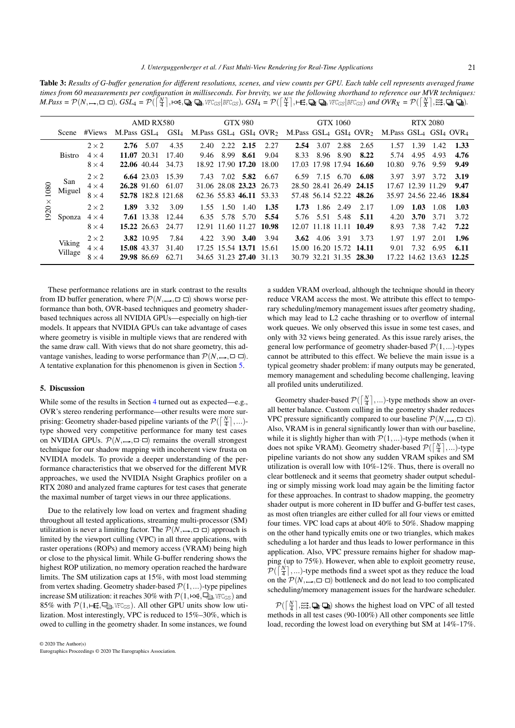**Table 3:** *Results of G-buffer generation for different resolutions, scenes, and view counts per GPU. Each table cell represents averaged frame times from 60 measurements per configuration in milliseconds. For brevity, we use the following shorthand to reference our MVR techniques: M.Pass = $\mathcal{P}(N, \rightarrow, \square\,\square)$, $GSL_4 = \mathcal{P}(\lceil \frac{N}{4} \rceil$, ⋉, ⧉ ⧉, $VFC_{GS}|BFC_{GS})$, $GSI_4 = \mathcal{P}(\lceil \frac{N}{4} \rceil$, ⊢Ξ, ⧉ ⧉, $VFC_{GS}|BFC_{GS})$ and $OVR_X = \mathcal{P}(\lceil \frac{N}{X} \rceil$, ☷, ⧉ ⧉).*

| | Scene | #Views | AMD RX580 | | | GTX 980 | | | | GTX 1060 | | | | RTX 2080 | | | |
|---|---|---|---|---|---|---|---|---|---|---|---|---|---|---|---|---|---|
| | | | M.Pass | $GSL_4$ | $GSI_4$ | M.Pass | $GSL_4$ | $GSI_4$ | $OVR_2$ | M.Pass | $GSL_4$ | $GSI_4$ | $OVR_2$ | M.Pass | $GSL_4$ | $GSI_4$ | $OVR_4$ |
| 1920 × 1080 | Bistro | 2 × 2 | **2.76** | 5.07 | 4.35 | 2.40 | 2.22 | **2.15** | 2.27 | **2.54** | 3.07 | 2.88 | 2.65 | 1.57 | 1.39 | 1.42 | **1.33** |
| | | 4 × 4 | **11.07** | 20.31 | 17.40 | 9.46 | 8.99 | **8.61** | 9.04 | 8.33 | 8.96 | 8.90 | **8.22** | 5.74 | 4.95 | 4.93 | **4.76** |
| | | 8 × 4 | **22.06** | 40.44 | 34.73 | 18.92 | 17.90 | **17.20** | 18.00 | 17.03 | 17.98 | 17.94 | **16.60** | 10.80 | 9.76 | 9.59 | **9.49** |
| | San Miguel | 2 × 2 | **6.64** | 23.03 | 15.39 | 7.43 | 7.02 | **5.82** | 6.67 | 6.59 | 7.15 | 6.70 | **6.08** | 3.97 | 3.97 | 3.72 | **3.19** |
| | | 4 × 4 | **26.28** | 91.60 | 61.07 | 31.06 | 28.08 | **23.23** | 26.73 | 28.50 | 28.41 | 26.49 | **24.15** | 17.67 | 12.39 | 11.29 | **9.47** |
| | | 8 × 4 | **52.78** | 182.8 | 121.68 | 62.36 | 55.83 | **46.11** | 53.33 | 57.48 | 56.14 | 52.22 | **48.26** | 35.97 | 24.56 | 22.46 | **18.84** |
| | Sponza | 2 × 2 | **1.89** | 3.32 | 3.09 | 1.55 | 1.50 | 1.40 | **1.35** | **1.73** | 1.86 | 2.49 | 2.17 | 1.09 | **1.03** | 1.08 | **1.03** |
| | | 4 × 4 | **7.61** | 13.38 | 12.44 | 6.35 | 5.78 | 5.70 | **5.54** | 5.76 | 5.51 | 5.48 | **5.11** | 4.20 | **3.70** | 3.71 | 3.72 |
| | | 8 × 4 | **15.22** | 26.63 | 24.77 | 12.91 | 11.60 | 11.27 | **10.98** | 12.07 | 11.18 | 11.11 | **10.49** | 8.93 | 7.38 | 7.42 | **7.22** |
| | Viking Village | 2 × 2 | **3.82** | 10.95 | 7.84 | 4.22 | 3.90 | **3.40** | 3.94 | **3.62** | 4.06 | 3.91 | 3.73 | 1.97 | 1.97 | 2.01 | **1.96** |
| | | 4 × 4 | **15.08** | 43.37 | 31.40 | 17.25 | 15.54 | **13.71** | 15.61 | 15.00 | 16.20 | 15.72 | **14.11** | 9.01 | 7.32 | 6.95 | **6.11** |
| | | 8 × 4 | **29.98** | 86.69 | 62.71 | 34.65 | 31.23 | **27.40** | 31.13 | 30.79 | 32.21 | 31.35 | **28.30** | 17.22 | 14.62 | 13.63 | **12.25** |

These performance relations are in stark contrast to the results from ID buffer generation, where $\mathcal{P}(N, \rightarrow, \square\,\square)$ shows worse performance than both, OVR-based techniques and geometry shader-based techniques across all NVIDIA GPUs—especially on high-tier models. It appears that NVIDIA GPUs can take advantage of cases where geometry is visible in multiple views that are rendered with the same draw call. With views that do not share geometry, this advantage vanishes, leading to worse performance than $\mathcal{P}(N, \rightarrow, \square\,\square)$. A tentative explanation for this phenomenon is given in Section 5.

## 5. Discussion

While some of the results in Section 4 turned out as expected—e.g., OVR's stereo rendering performance—other results were more surprising: Geometry shader-based pipeline variants of the $\mathcal{P}(\lceil \frac{N}{4} \rceil, ...)$-type showed very competitive performance for many test cases on NVIDIA GPUs. $\mathcal{P}(N, \rightarrow, \square\,\square)$ remains the overall strongest technique for our shadow mapping with incoherent view frusta on NVIDIA models. To provide a deeper understanding of the performance characteristics that we observed for the different MVR approaches, we used the NVIDIA Nsight Graphics profiler on a RTX 2080 and analyzed frame captures for test cases that generate the maximal number of target views in our three applications.

Due to the relatively low load on vertex and fragment shading throughout all tested applications, streaming multi-processor (SM) utilization is never a limiting factor. The $\mathcal{P}(N, \rightarrow, \square\,\square)$ approach is limited by the viewport culling (VPC) in all three applications, with raster operations (ROPs) and memory access (VRAM) being high or close to the physical limit. While G-buffer rendering shows the highest ROP utilization, no memory operation reached the hardware limits. The SM utilization caps at 15%, with most load stemming from vertex shading. Geometry shader-based $\mathcal{P}(1, ...)$-type pipelines increase SM utilization: it reaches 30% with $\mathcal{P}(1$, ⋉, ⧉, $VFC_{GS})$ and 85% with $\mathcal{P}(1$, ⊢Ξ, ⧉, $VFC_{GS})$. All other GPU units show low utilization. Most interestingly, VPC is reduced to 15%–30%, which is owed to culling in the geometry shader. In some instances, we found a sudden VRAM overload, although the technique should in theory reduce VRAM access the most. We attribute this effect to temporary scheduling/memory management issues after geometry shading, which may lead to L2 cache thrashing or to overflow of internal work queues. We only observed this issue in some test cases, and only with 32 views being generated. As this issue rarely arises, the general low performance of geometry shader-based $\mathcal{P}(1, ...)$-types cannot be attributed to this effect. We believe the main issue is a typical geometry shader problem: if many outputs may be generated, memory management and scheduling become challenging, leaving all profiled units underutilized.

Geometry shader-based $\mathcal{P}(\lceil \frac{N}{4} \rceil, ...)$-type methods show an overall better balance. Custom culling in the geometry shader reduces VPC pressure significantly compared to our baseline $\mathcal{P}(N, \rightarrow, \square\,\square)$. Also, VRAM is in general significantly lower than with our baseline, while it is slightly higher than with $\mathcal{P}(1, ...)$-type methods (when it does not spike VRAM). Geometry shader-based $\mathcal{P}(\lceil \frac{N}{4} \rceil, ...)$-type pipeline variants do not show any sudden VRAM spikes and SM utilization is overall low with 10%-12%. Thus, there is overall no clear bottleneck and it seems that geometry shader output scheduling or simply missing work load may again be the limiting factor for these approaches. In contrast to shadow mapping, the geometry shader output is more coherent in ID buffer and G-buffer test cases, as most often triangles are either culled for all four views or emitted four times. VPC load caps at about 40% to 50%. Shadow mapping on the other hand typically emits one or two triangles, which makes scheduling a lot harder and thus leads to lower performance in this application. Also, VPC pressure remains higher for shadow mapping (up to 75%). However, when able to exploit geometry reuse, $\mathcal{P}(\lceil \frac{N}{4} \rceil, ...)$-type methods find a sweet spot as they reduce the load on the $\mathcal{P}(N, \rightarrow, \square\,\square)$ bottleneck and do not lead to too complicated scheduling/memory management issues for the hardware scheduler.

$\mathcal{P}(\lceil \frac{N}{4} \rceil$, ☷, ⧉ ⧉) shows the highest load on VPC of all tested methods in all test cases (90-100%) All other components see little load, recording the lowest load on everything but SM at 14%-17%.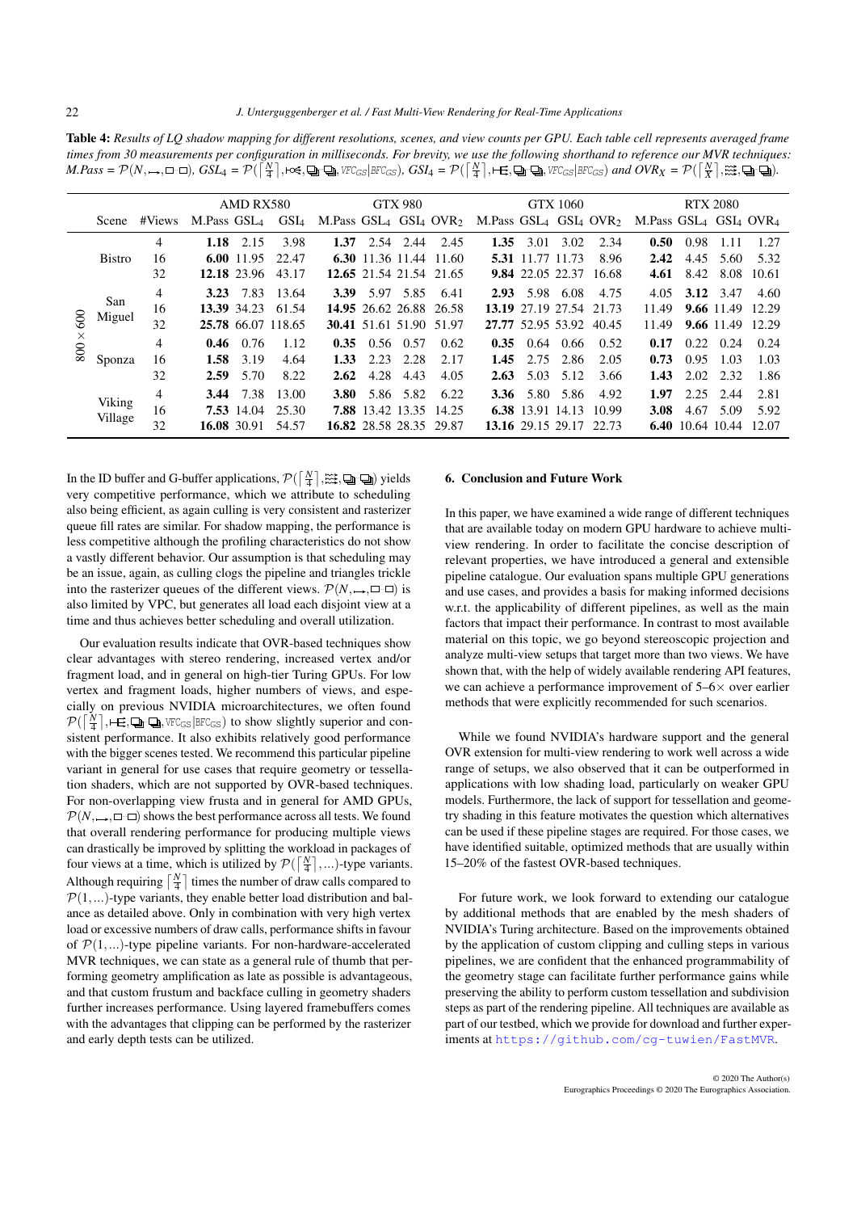**Table 4:** *Results of LQ shadow mapping for different resolutions, scenes, and view counts per GPU. Each table cell represents averaged frame times from 30 measurements per configuration in milliseconds. For brevity, we use the following shorthand to reference our MVR techniques: M.Pass = $\mathcal{P}(N, \rightarrow, \square\,\square)$, $GSL_4$ = $\mathcal{P}(\lceil \frac{N}{4} \rceil, \ltimes, \square\,\square, {\scriptstyle VFC_{GS}|BFC_{GS}})$, $GSI_4$ = $\mathcal{P}(\lceil \frac{N}{4} \rceil, \vdash, \square\,\square, {\scriptstyle VFC_{GS}|BFC_{GS}})$ and $OVR_X$ = $\mathcal{P}(\lceil \frac{N}{X} \rceil, \equiv, \square\,\square)$.*

| | Scene | #Views | AMD RX580 | | | GTX 980 | | | | GTX 1060 | | | | RTX 2080 | | | |
|---|---|---|---|---|---|---|---|---|---|---|---|---|---|---|---|---|---|
| | | | M.Pass | $GSL_4$ | $GSI_4$ | M.Pass | $GSL_4$ | $GSI_4$ | $OVR_2$ | M.Pass | $GSL_4$ | $GSI_4$ | $OVR_2$ | M.Pass | $GSL_4$ | $GSI_4$ | $OVR_4$ |
| $800 \times 600$ | Bistro | 4 | **1.18** | 2.15 | 3.98 | **1.37** | 2.54 | 2.44 | 2.45 | **1.35** | 3.01 | 3.02 | 2.34 | **0.50** | 0.98 | 1.11 | 1.27 |
| | | 16 | **6.00** | 11.95 | 22.47 | **6.30** | 11.36 | 11.44 | 11.60 | **5.31** | 11.77 | 11.73 | 8.96 | **2.42** | 4.45 | 5.60 | 5.32 |
| | | 32 | **12.18** | 23.96 | 43.17 | **12.65** | 21.54 | 21.54 | 21.65 | **9.84** | 22.05 | 22.37 | 16.68 | **4.61** | 8.42 | 8.08 | 10.61 |
| | San Miguel | 4 | **3.23** | 7.83 | 13.64 | **3.39** | 5.97 | 5.85 | 6.41 | **2.93** | 5.98 | 6.08 | 4.75 | 4.05 | **3.12** | 3.47 | 4.60 |
| | | 16 | **13.39** | 34.23 | 61.54 | **14.95** | 26.62 | 26.88 | 26.58 | **13.19** | 27.19 | 27.54 | 21.73 | 11.49 | **9.66** | 11.49 | 12.29 |
| | | 32 | **25.78** | 66.07 | 118.65 | **30.41** | 51.61 | 51.90 | 51.97 | **27.77** | 52.95 | 53.92 | 40.45 | 11.49 | **9.66** | 11.49 | 12.29 |
| | Sponza | 4 | **0.46** | 0.76 | 1.12 | **0.35** | 0.56 | 0.57 | 0.62 | **0.35** | 0.64 | 0.66 | 0.52 | **0.17** | 0.22 | 0.24 | 0.24 |
| | | 16 | **1.58** | 3.19 | 4.64 | **1.33** | 2.23 | 2.28 | 2.17 | **1.45** | 2.75 | 2.86 | 2.05 | **0.73** | 0.95 | 1.03 | 1.03 |
| | | 32 | **2.59** | 5.70 | 8.22 | **2.62** | 4.28 | 4.43 | 4.05 | **2.63** | 5.03 | 5.12 | 3.66 | **1.43** | 2.02 | 2.32 | 1.86 |
| | Viking Village | 4 | **3.44** | 7.38 | 13.00 | **3.80** | 5.86 | 5.82 | 6.22 | **3.36** | 5.80 | 5.86 | 4.92 | **1.97** | 2.25 | 2.44 | 2.81 |
| | | 16 | **7.53** | 14.04 | 25.30 | **7.88** | 13.42 | 13.35 | 14.25 | **6.38** | 13.91 | 14.13 | 10.99 | **3.08** | 4.67 | 5.09 | 5.92 |
| | | 32 | **16.08** | 30.91 | 54.57 | **16.82** | 28.58 | 28.35 | 29.87 | **13.16** | 29.15 | 29.17 | 22.73 | **6.40** | 10.64 | 10.44 | 12.07 |

In the ID buffer and G-buffer applications, $\mathcal{P}(\lceil \frac{N}{4} \rceil, \equiv, \square\,\square)$ yields very competitive performance, which we attribute to scheduling also being efficient, as again culling is very consistent and rasterizer queue fill rates are similar. For shadow mapping, the performance is less competitive although the profiling characteristics do not show a vastly different behavior. Our assumption is that scheduling may be an issue, again, as culling clogs the pipeline and triangles trickle into the rasterizer queues of the different views. $\mathcal{P}(N, \rightarrow, \square\,\square)$ is also limited by VPC, but generates all load each disjoint view at a time and thus achieves better scheduling and overall utilization.

Our evaluation results indicate that OVR-based techniques show clear advantages with stereo rendering, increased vertex and/or fragment load, and in general on high-tier Turing GPUs. For low vertex and fragment loads, higher numbers of views, and especially on previous NVIDIA microarchitectures, we often found $\mathcal{P}(\lceil \frac{N}{4} \rceil, \vdash, \square\,\square, {\scriptstyle VFC_{GS}|BFC_{GS}})$ to show slightly superior and consistent performance. It also exhibits relatively good performance with the bigger scenes tested. We recommend this particular pipeline variant in general for use cases that require geometry or tessellation shaders, which are not supported by OVR-based techniques. For non-overlapping view frusta and in general for AMD GPUs, $\mathcal{P}(N, \rightarrow, \square\,\square)$ shows the best performance across all tests. We found that overall rendering performance for producing multiple views can drastically be improved by splitting the workload in packages of four views at a time, which is utilized by $\mathcal{P}(\lceil \frac{N}{4} \rceil, \ldots)$-type variants. Although requiring $\lceil \frac{N}{4} \rceil$ times the number of draw calls compared to $\mathcal{P}(1, \ldots)$-type variants, they enable better load distribution and balance as detailed above. Only in combination with very high vertex load or excessive numbers of draw calls, performance shifts in favour of $\mathcal{P}(1, \ldots)$-type pipeline variants. For non-hardware-accelerated MVR techniques, we can state as a general rule of thumb that performing geometry amplification as late as possible is advantageous, and that custom frustum and backface culling in geometry shaders further increases performance. Using layered framebuffers comes with the advantages that clipping can be performed by the rasterizer and early depth tests can be utilized.

## 6. Conclusion and Future Work

In this paper, we have examined a wide range of different techniques that are available today on modern GPU hardware to achieve multi-view rendering. In order to facilitate the concise description of relevant properties, we have introduced a general and extensible pipeline catalogue. Our evaluation spans multiple GPU generations and use cases, and provides a basis for making informed decisions w.r.t. the applicability of different pipelines, as well as the main factors that impact their performance. In contrast to most available material on this topic, we go beyond stereoscopic projection and analyze multi-view setups that target more than two views. We have shown that, with the help of widely available rendering API features, we can achieve a performance improvement of 5–6× over earlier methods that were explicitly recommended for such scenarios.

While we found NVIDIA's hardware support and the general OVR extension for multi-view rendering to work well across a wide range of setups, we also observed that it can be outperformed in applications with low shading load, particularly on weaker GPU models. Furthermore, the lack of support for tessellation and geometry shading in this feature motivates the question which alternatives can be used if these pipeline stages are required. For those cases, we have identified suitable, optimized methods that are usually within 15–20% of the fastest OVR-based techniques.

For future work, we look forward to extending our catalogue by additional methods that are enabled by the mesh shaders of NVIDIA's Turing architecture. Based on the improvements obtained by the application of custom clipping and culling steps in various pipelines, we are confident that the enhanced programmability of the geometry stage can facilitate further performance gains while preserving the ability to perform custom tessellation and subdivision steps as part of the rendering pipeline. All techniques are available as part of our testbed, which we provide for download and further experiments at https://github.com/cg-tuwien/FastMVR.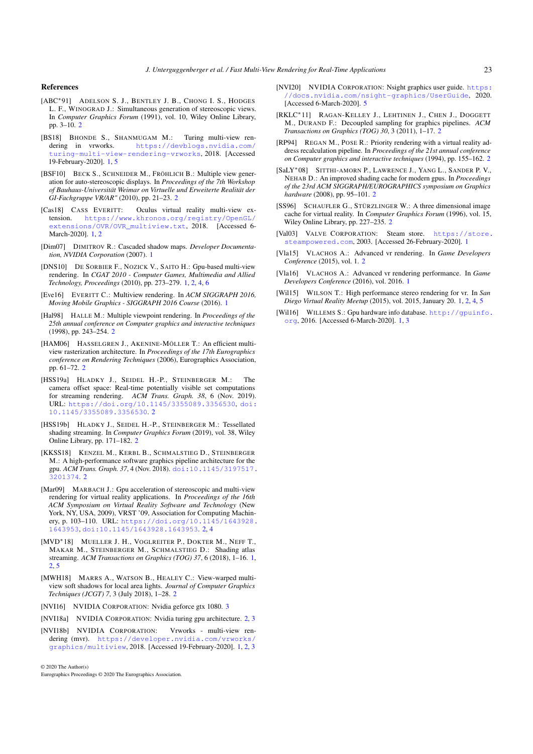## References

[ABC*91] Adelson S. J., Bentley J. B., Chong I. S., Hodges L. F., Winograd J.: Simultaneous generation of stereoscopic views. In *Computer Graphics Forum* (1991), vol. 10, Wiley Online Library, pp. 3–10. 2

[BS18] Bhonde S., Shanmugam M.: Turing multi-view rendering in vrworks. https://devblogs.nvidia.com/turing-multi-view-rendering-vrworks, 2018. [Accessed 19-February-2020]. 1, 5

[BSF10] Beck S., Schneider M., Fröhlich B.: Multiple view generation for auto-stereoscopic displays. In *Proceedings of the 7th Workshop of Bauhaus-Universität Weimar on Virtuelle und Erweiterte Realität der GI-Fachgruppe VR/AR"* (2010), pp. 21–23. 2

[Cas18] Cass Everitt: Oculus virtual reality multi-view extension. https://www.khronos.org/registry/OpenGL/extensions/OVR/OVR_multiview.txt, 2018. [Accessed 6-March-2020]. 1, 2

[Dim07] Dimitrov R.: Cascaded shadow maps. *Developer Documentation, NVIDIA Corporation* (2007). 1

[DNS10] De Sorbier F., Nozick V., Saito H.: Gpu-based multi-view rendering. In *CGAT 2010 - Computer Games, Multimedia and Allied Technology, Proceedings* (2010), pp. 273–279. 1, 2, 4, 6

[Eve16] Everitt C.: Multiview rendering. In *ACM SIGGRAPH 2016, Moving Mobile Graphics - SIGGRAPH 2016 Course* (2016). 1

[Hal98] Halle M.: Multiple viewpoint rendering. In *Proceedings of the 25th annual conference on Computer graphics and interactive techniques* (1998), pp. 243–254. 2

[HAM06] Hasselgren J., Akenine-Möller T.: An efficient multi-view rasterization architecture. In *Proceedings of the 17th Eurographics conference on Rendering Techniques* (2006), Eurographics Association, pp. 61–72. 2

[HSS19a] Hladky J., Seidel H.-P., Steinberger M.: The camera offset space: Real-time potentially visible set computations for streaming rendering. *ACM Trans. Graph. 38*, 6 (Nov. 2019). URL: https://doi.org/10.1145/3355089.3356530, doi:10.1145/3355089.3356530. 2

[HSS19b] Hladky J., Seidel H.-P., Steinberger M.: Tessellated shading streaming. In *Computer Graphics Forum* (2019), vol. 38, Wiley Online Library, pp. 171–182. 2

[KKSS18] Kenzel M., Kerbl B., Schmalstieg D., Steinberger M.: A high-performance software graphics pipeline architecture for the gpu. *ACM Trans. Graph. 37*, 4 (Nov. 2018). doi:10.1145/3197517.3201374. 2

[Mar09] Marbach J.: Gpu acceleration of stereoscopic and multi-view rendering for virtual reality applications. In *Proceedings of the 16th ACM Symposium on Virtual Reality Software and Technology* (New York, NY, USA, 2009), VRST '09, Association for Computing Machinery, p. 103–110. URL: https://doi.org/10.1145/1643928.1643953, doi:10.1145/1643928.1643953. 2, 4

[MVD*18] Mueller J. H., Voglreiter P., Dokter M., Neff T., Makar M., Steinberger M., Schmalstieg D.: Shading atlas streaming. *ACM Transactions on Graphics (TOG) 37*, 6 (2018), 1–16. 1, 2, 5

[MWH18] Marrs A., Watson B., Healey C.: View-warped multi-view soft shadows for local area lights. *Journal of Computer Graphics Techniques (JCGT) 7*, 3 (July 2018), 1–28. 2

[NVI16] NVIDIA Corporation: Nvidia geforce gtx 1080. 3

[NVI18a] NVIDIA Corporation: Nvidia turing gpu architecture. 2, 3

[NVI18b] NVIDIA Corporation: Vrworks - multi-view rendering (mvr). https://developer.nvidia.com/vrworks/graphics/multiview, 2018. [Accessed 19-February-2020]. 1, 2, 3

[NVI20] NVIDIA Corporation: Nsight graphics user guide. https://docs.nvidia.com/nsight-graphics/UserGuide, 2020. [Accessed 6-March-2020]. 5

[RKLC*11] Ragan-Kelley J., Lehtinen J., Chen J., Doggett M., Durand F.: Decoupled sampling for graphics pipelines. *ACM Transactions on Graphics (TOG) 30*, 3 (2011), 1–17. 2

[RP94] Regan M., Pose R.: Priority rendering with a virtual reality address recalculation pipeline. In *Proceedings of the 21st annual conference on Computer graphics and interactive techniques* (1994), pp. 155–162. 2

[SaLY*08] Sitthi-amorn P., Lawrence J., Yang L., Sander P. V., Nehab D.: An improved shading cache for modern gpus. In *Proceedings of the 23rd ACM SIGGRAPH/EUROGRAPHICS symposium on Graphics hardware* (2008), pp. 95–101. 2

[SS96] Schaufler G., Stürzlinger W.: A three dimensional image cache for virtual reality. In *Computer Graphics Forum* (1996), vol. 15, Wiley Online Library, pp. 227–235. 2

[Val03] Valve Corporation: Steam store. https://store.steampowered.com, 2003. [Accessed 26-February-2020]. 1

[Vla15] Vlachos A.: Advanced vr rendering. In *Game Developers Conference* (2015), vol. 1. 2

[Vla16] Vlachos A.: Advanced vr rendering performance. In *Game Developers Conference* (2016), vol. 2016. 1

[Wil15] Wilson T.: High performance stereo rendering for vr. In *San Diego Virtual Reality Meetup* (2015), vol. 2015, January 20. 1, 2, 4, 5

[Wil16] Willems S.: Gpu hardware info database. http://gpuinfo.org, 2016. [Accessed 6-March-2020]. 1, 3